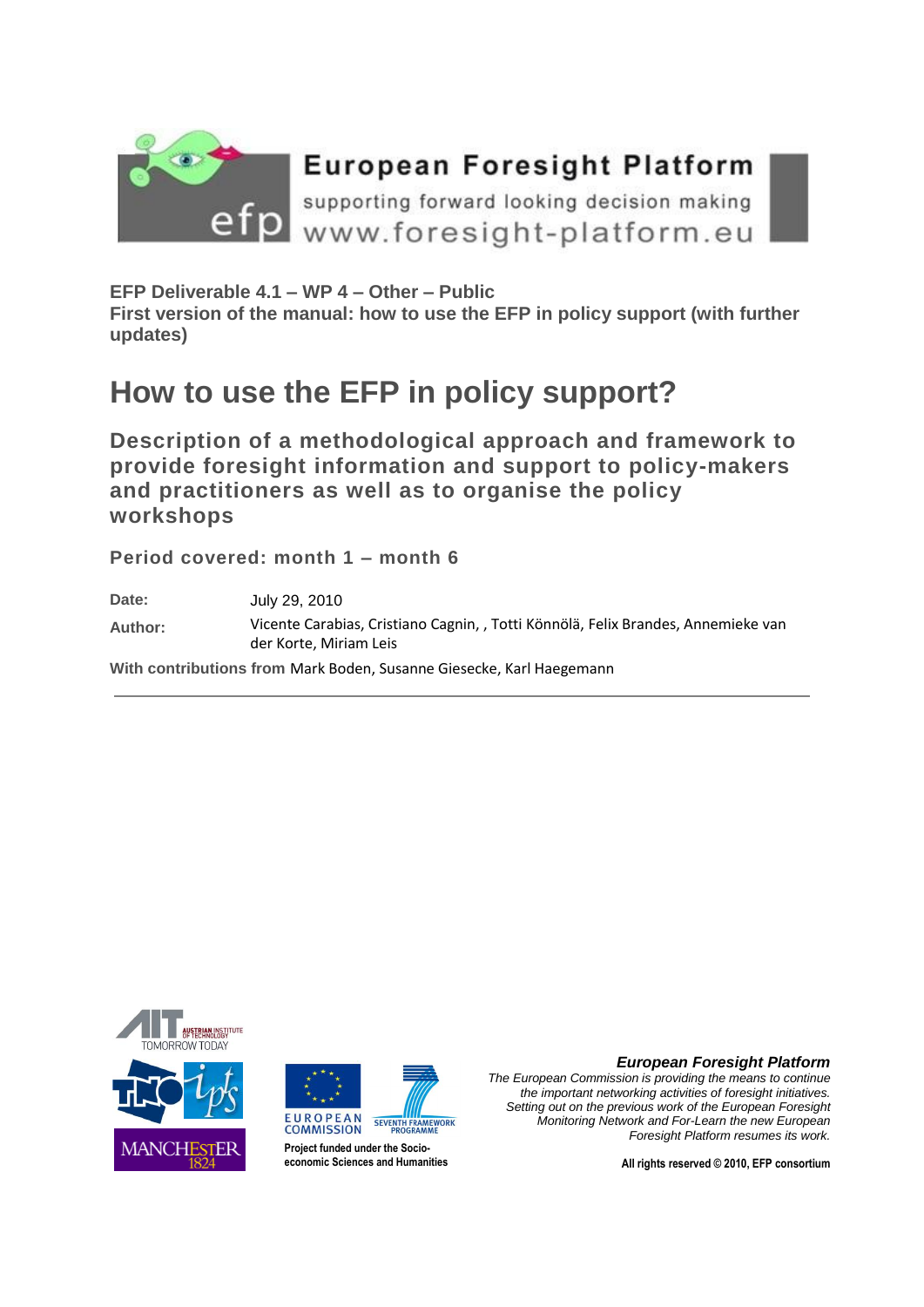European Foresight Platform

supporting forward looking decision making

www.foresight-platform.eu

**EFP Deliverable 4.1 – WP 4 – Other – Public**
**First version of the manual: how to use the EFP in policy support (with further updates)**

# How to use the EFP in policy support?

## Description of a methodological approach and framework to provide foresight information and support to policy-makers and practitioners as well as to organise the policy workshops

**Period covered: month 1 – month 6**

**Date:** July 29, 2010

**Author:** Vicente Carabias, Cristiano Cagnin, , Totti Könnölä, Felix Brandes, Annemieke van der Korte, Miriam Leis

**With contributions from** Mark Boden, Susanne Giesecke, Karl Haegemann

---

Project funded under the Socio-economic Sciences and Humanities

***European Foresight Platform***

*The European Commission is providing the means to continue the important networking activities of foresight initiatives. Setting out on the previous work of the European Foresight Monitoring Network and For-Learn the new European Foresight Platform resumes its work.*

**All rights reserved © 2010, EFP consortium**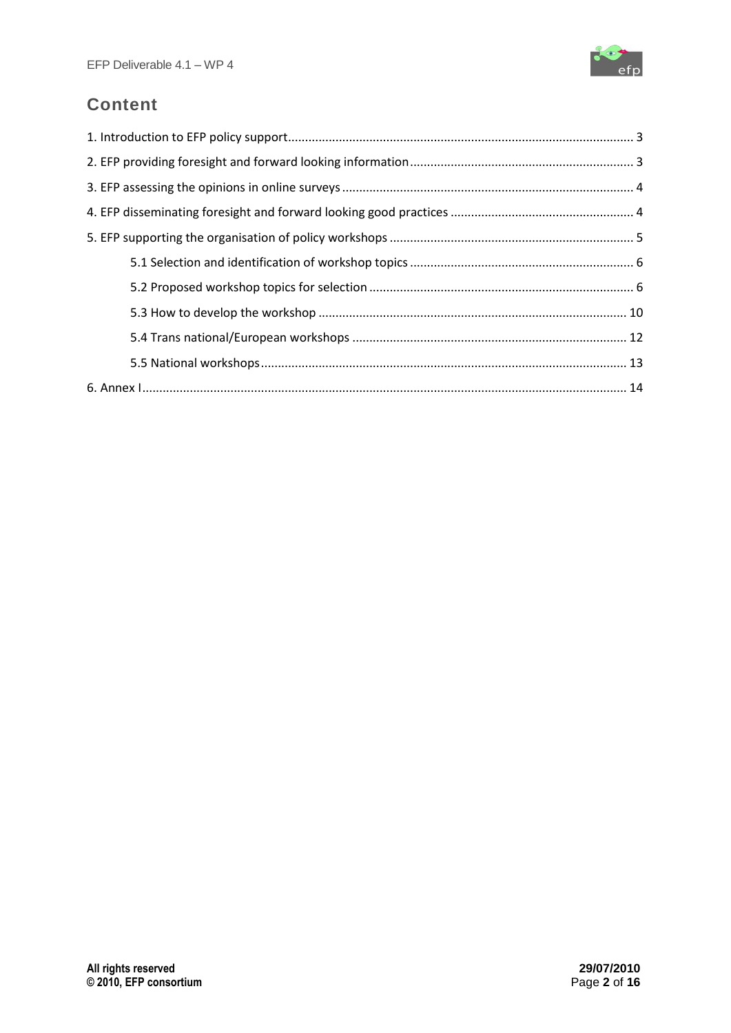## Content

1. Introduction to EFP policy support ..... 3
2. EFP providing foresight and forward looking information ..... 3
3. EFP assessing the opinions in online surveys ..... 4
4. EFP disseminating foresight and forward looking good practices ..... 4
5. EFP supporting the organisation of policy workshops ..... 5
   - 5.1 Selection and identification of workshop topics ..... 6
   - 5.2 Proposed workshop topics for selection ..... 6
   - 5.3 How to develop the workshop ..... 10
   - 5.4 Trans national/European workshops ..... 12
   - 5.5 National workshops ..... 13
6. Annex I ..... 14

All rights reserved
© 2010, EFP consortium

29/07/2010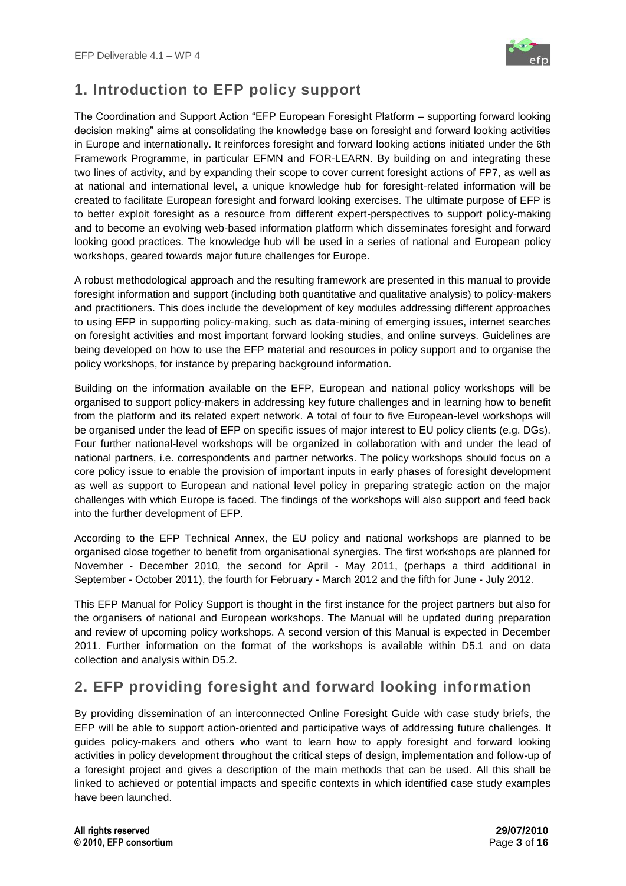# 1. Introduction to EFP policy support

The Coordination and Support Action "EFP European Foresight Platform – supporting forward looking decision making" aims at consolidating the knowledge base on foresight and forward looking activities in Europe and internationally. It reinforces foresight and forward looking actions initiated under the 6th Framework Programme, in particular EFMN and FOR-LEARN. By building on and integrating these two lines of activity, and by expanding their scope to cover current foresight actions of FP7, as well as at national and international level, a unique knowledge hub for foresight-related information will be created to facilitate European foresight and forward looking exercises. The ultimate purpose of EFP is to better exploit foresight as a resource from different expert-perspectives to support policy-making and to become an evolving web-based information platform which disseminates foresight and forward looking good practices. The knowledge hub will be used in a series of national and European policy workshops, geared towards major future challenges for Europe.

A robust methodological approach and the resulting framework are presented in this manual to provide foresight information and support (including both quantitative and qualitative analysis) to policy-makers and practitioners. This does include the development of key modules addressing different approaches to using EFP in supporting policy-making, such as data-mining of emerging issues, internet searches on foresight activities and most important forward looking studies, and online surveys. Guidelines are being developed on how to use the EFP material and resources in policy support and to organise the policy workshops, for instance by preparing background information.

Building on the information available on the EFP, European and national policy workshops will be organised to support policy-makers in addressing key future challenges and in learning how to benefit from the platform and its related expert network. A total of four to five European-level workshops will be organised under the lead of EFP on specific issues of major interest to EU policy clients (e.g. DGs). Four further national-level workshops will be organized in collaboration with and under the lead of national partners, i.e. correspondents and partner networks. The policy workshops should focus on a core policy issue to enable the provision of important inputs in early phases of foresight development as well as support to European and national level policy in preparing strategic action on the major challenges with which Europe is faced. The findings of the workshops will also support and feed back into the further development of EFP.

According to the EFP Technical Annex, the EU policy and national workshops are planned to be organised close together to benefit from organisational synergies. The first workshops are planned for November - December 2010, the second for April - May 2011, (perhaps a third additional in September - October 2011), the fourth for February - March 2012 and the fifth for June - July 2012.

This EFP Manual for Policy Support is thought in the first instance for the project partners but also for the organisers of national and European workshops. The Manual will be updated during preparation and review of upcoming policy workshops. A second version of this Manual is expected in December 2011. Further information on the format of the workshops is available within D5.1 and on data collection and analysis within D5.2.

# 2. EFP providing foresight and forward looking information

By providing dissemination of an interconnected Online Foresight Guide with case study briefs, the EFP will be able to support action-oriented and participative ways of addressing future challenges. It guides policy-makers and others who want to learn how to apply foresight and forward looking activities in policy development throughout the critical steps of design, implementation and follow-up of a foresight project and gives a description of the main methods that can be used. All this shall be linked to achieved or potential impacts and specific contexts in which identified case study examples have been launched.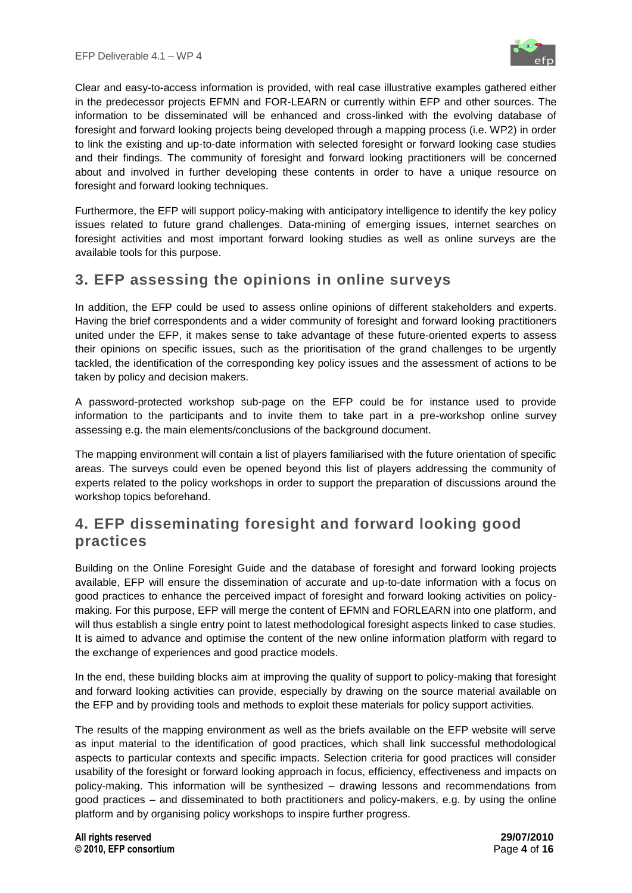Clear and easy-to-access information is provided, with real case illustrative examples gathered either in the predecessor projects EFMN and FOR-LEARN or currently within EFP and other sources. The information to be disseminated will be enhanced and cross-linked with the evolving database of foresight and forward looking projects being developed through a mapping process (i.e. WP2) in order to link the existing and up-to-date information with selected foresight or forward looking case studies and their findings. The community of foresight and forward looking practitioners will be concerned about and involved in further developing these contents in order to have a unique resource on foresight and forward looking techniques.

Furthermore, the EFP will support policy-making with anticipatory intelligence to identify the key policy issues related to future grand challenges. Data-mining of emerging issues, internet searches on foresight activities and most important forward looking studies as well as online surveys are the available tools for this purpose.

## 3. EFP assessing the opinions in online surveys

In addition, the EFP could be used to assess online opinions of different stakeholders and experts. Having the brief correspondents and a wider community of foresight and forward looking practitioners united under the EFP, it makes sense to take advantage of these future-oriented experts to assess their opinions on specific issues, such as the prioritisation of the grand challenges to be urgently tackled, the identification of the corresponding key policy issues and the assessment of actions to be taken by policy and decision makers.

A password-protected workshop sub-page on the EFP could be for instance used to provide information to the participants and to invite them to take part in a pre-workshop online survey assessing e.g. the main elements/conclusions of the background document.

The mapping environment will contain a list of players familiarised with the future orientation of specific areas. The surveys could even be opened beyond this list of players addressing the community of experts related to the policy workshops in order to support the preparation of discussions around the workshop topics beforehand.

## 4. EFP disseminating foresight and forward looking good practices

Building on the Online Foresight Guide and the database of foresight and forward looking projects available, EFP will ensure the dissemination of accurate and up-to-date information with a focus on good practices to enhance the perceived impact of foresight and forward looking activities on policy-making. For this purpose, EFP will merge the content of EFMN and FORLEARN into one platform, and will thus establish a single entry point to latest methodological foresight aspects linked to case studies. It is aimed to advance and optimise the content of the new online information platform with regard to the exchange of experiences and good practice models.

In the end, these building blocks aim at improving the quality of support to policy-making that foresight and forward looking activities can provide, especially by drawing on the source material available on the EFP and by providing tools and methods to exploit these materials for policy support activities.

The results of the mapping environment as well as the briefs available on the EFP website will serve as input material to the identification of good practices, which shall link successful methodological aspects to particular contexts and specific impacts. Selection criteria for good practices will consider usability of the foresight or forward looking approach in focus, efficiency, effectiveness and impacts on policy-making. This information will be synthesized – drawing lessons and recommendations from good practices – and disseminated to both practitioners and policy-makers, e.g. by using the online platform and by organising policy workshops to inspire further progress.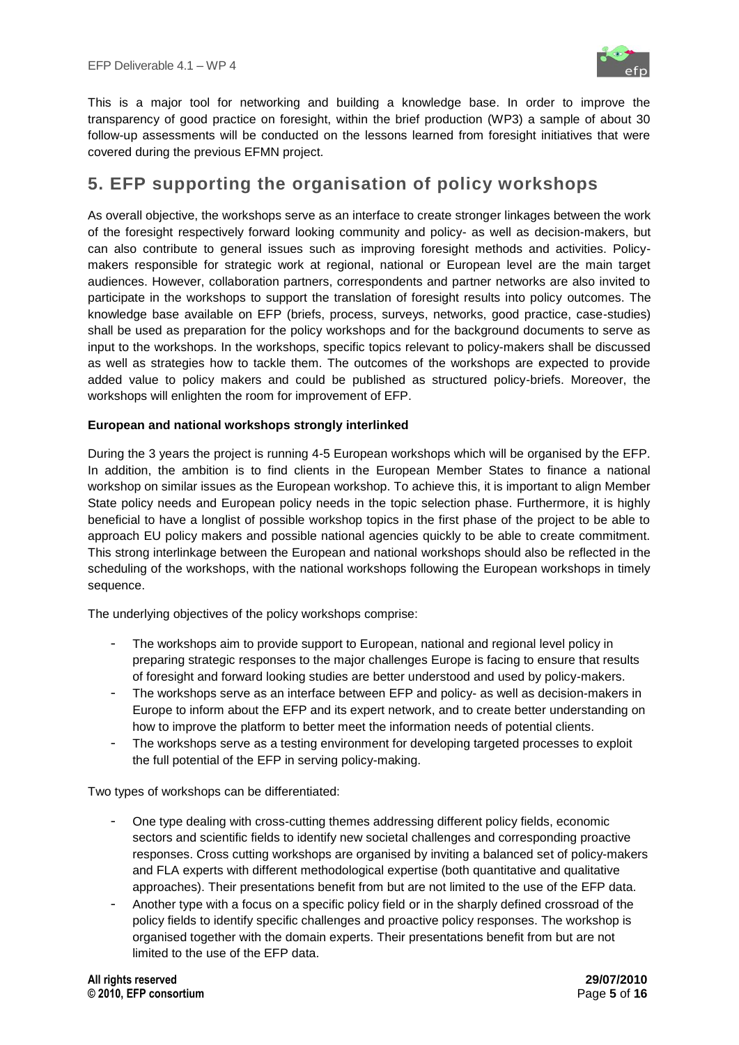This is a major tool for networking and building a knowledge base. In order to improve the transparency of good practice on foresight, within the brief production (WP3) a sample of about 30 follow-up assessments will be conducted on the lessons learned from foresight initiatives that were covered during the previous EFMN project.

## 5. EFP supporting the organisation of policy workshops

As overall objective, the workshops serve as an interface to create stronger linkages between the work of the foresight respectively forward looking community and policy- as well as decision-makers, but can also contribute to general issues such as improving foresight methods and activities. Policy-makers responsible for strategic work at regional, national or European level are the main target audiences. However, collaboration partners, correspondents and partner networks are also invited to participate in the workshops to support the translation of foresight results into policy outcomes. The knowledge base available on EFP (briefs, process, surveys, networks, good practice, case-studies) shall be used as preparation for the policy workshops and for the background documents to serve as input to the workshops. In the workshops, specific topics relevant to policy-makers shall be discussed as well as strategies how to tackle them. The outcomes of the workshops are expected to provide added value to policy makers and could be published as structured policy-briefs. Moreover, the workshops will enlighten the room for improvement of EFP.

**European and national workshops strongly interlinked**

During the 3 years the project is running 4-5 European workshops which will be organised by the EFP. In addition, the ambition is to find clients in the European Member States to finance a national workshop on similar issues as the European workshop. To achieve this, it is important to align Member State policy needs and European policy needs in the topic selection phase. Furthermore, it is highly beneficial to have a longlist of possible workshop topics in the first phase of the project to be able to approach EU policy makers and possible national agencies quickly to be able to create commitment. This strong interlinkage between the European and national workshops should also be reflected in the scheduling of the workshops, with the national workshops following the European workshops in timely sequence.

The underlying objectives of the policy workshops comprise:

- The workshops aim to provide support to European, national and regional level policy in preparing strategic responses to the major challenges Europe is facing to ensure that results of foresight and forward looking studies are better understood and used by policy-makers.
- The workshops serve as an interface between EFP and policy- as well as decision-makers in Europe to inform about the EFP and its expert network, and to create better understanding on how to improve the platform to better meet the information needs of potential clients.
- The workshops serve as a testing environment for developing targeted processes to exploit the full potential of the EFP in serving policy-making.

Two types of workshops can be differentiated:

- One type dealing with cross-cutting themes addressing different policy fields, economic sectors and scientific fields to identify new societal challenges and corresponding proactive responses. Cross cutting workshops are organised by inviting a balanced set of policy-makers and FLA experts with different methodological expertise (both quantitative and qualitative approaches). Their presentations benefit from but are not limited to the use of the EFP data.
- Another type with a focus on a specific policy field or in the sharply defined crossroad of the policy fields to identify specific challenges and proactive policy responses. The workshop is organised together with the domain experts. Their presentations benefit from but are not limited to the use of the EFP data.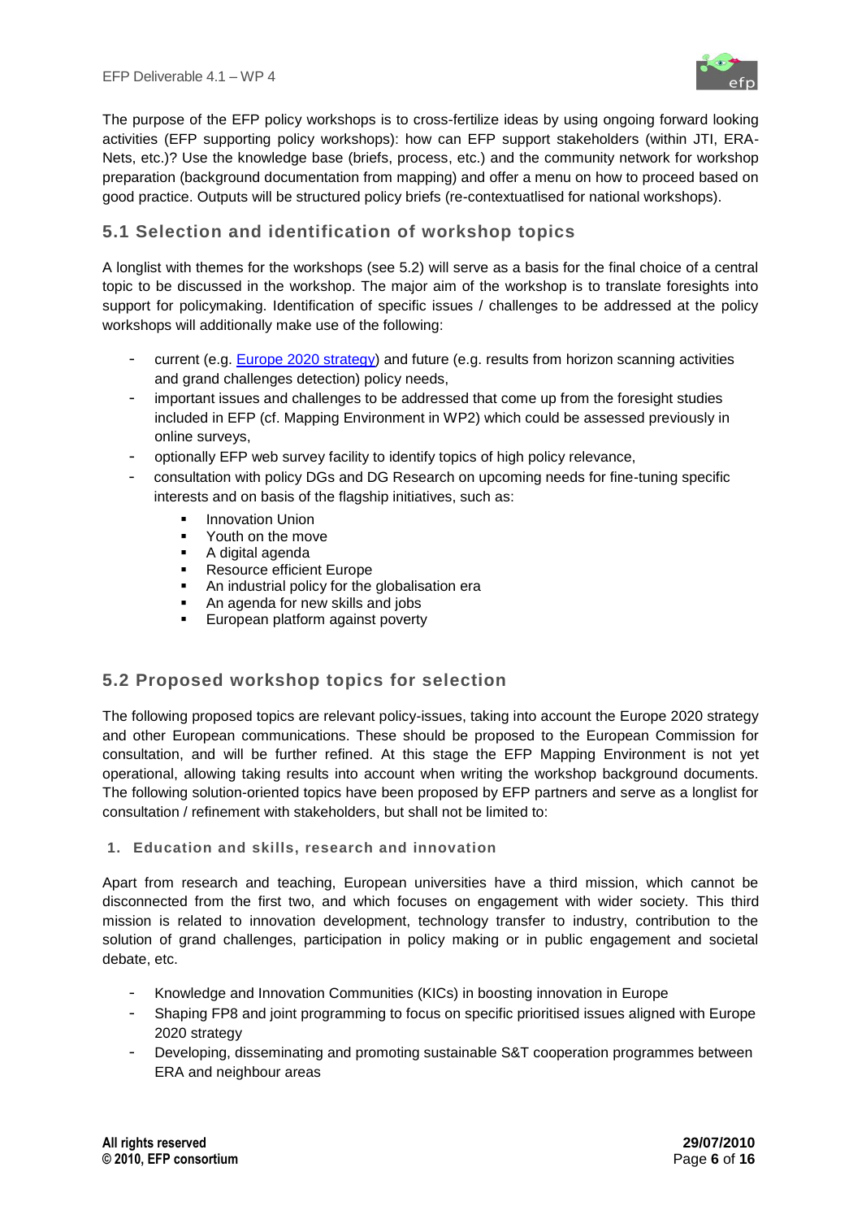The purpose of the EFP policy workshops is to cross-fertilize ideas by using ongoing forward looking activities (EFP supporting policy workshops): how can EFP support stakeholders (within JTI, ERA-Nets, etc.)? Use the knowledge base (briefs, process, etc.) and the community network for workshop preparation (background documentation from mapping) and offer a menu on how to proceed based on good practice. Outputs will be structured policy briefs (re-contextuatlised for national workshops).

## 5.1 Selection and identification of workshop topics

A longlist with themes for the workshops (see 5.2) will serve as a basis for the final choice of a central topic to be discussed in the workshop. The major aim of the workshop is to translate foresights into support for policymaking. Identification of specific issues / challenges to be addressed at the policy workshops will additionally make use of the following:

- current (e.g. Europe 2020 strategy) and future (e.g. results from horizon scanning activities and grand challenges detection) policy needs,
- important issues and challenges to be addressed that come up from the foresight studies included in EFP (cf. Mapping Environment in WP2) which could be assessed previously in online surveys,
- optionally EFP web survey facility to identify topics of high policy relevance,
- consultation with policy DGs and DG Research on upcoming needs for fine-tuning specific interests and on basis of the flagship initiatives, such as:
    - Innovation Union
    - Youth on the move
    - A digital agenda
    - Resource efficient Europe
    - An industrial policy for the globalisation era
    - An agenda for new skills and jobs
    - European platform against poverty

## 5.2 Proposed workshop topics for selection

The following proposed topics are relevant policy-issues, taking into account the Europe 2020 strategy and other European communications. These should be proposed to the European Commission for consultation, and will be further refined. At this stage the EFP Mapping Environment is not yet operational, allowing taking results into account when writing the workshop background documents. The following solution-oriented topics have been proposed by EFP partners and serve as a longlist for consultation / refinement with stakeholders, but shall not be limited to:

### 1. Education and skills, research and innovation

Apart from research and teaching, European universities have a third mission, which cannot be disconnected from the first two, and which focuses on engagement with wider society. This third mission is related to innovation development, technology transfer to industry, contribution to the solution of grand challenges, participation in policy making or in public engagement and societal debate, etc.

- Knowledge and Innovation Communities (KICs) in boosting innovation in Europe
- Shaping FP8 and joint programming to focus on specific prioritised issues aligned with Europe 2020 strategy
- Developing, disseminating and promoting sustainable S&T cooperation programmes between ERA and neighbour areas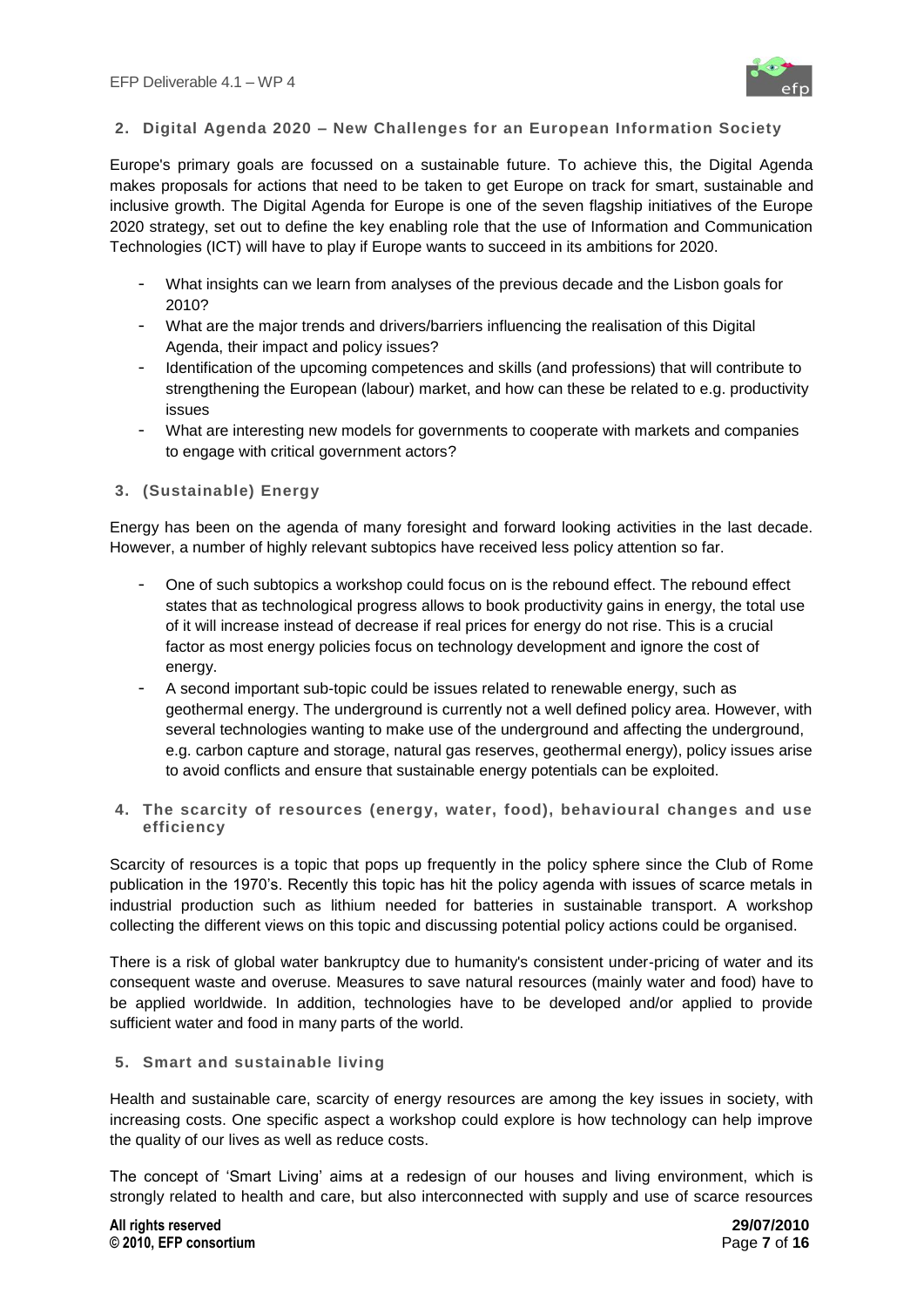## 2. Digital Agenda 2020 – New Challenges for an European Information Society

Europe's primary goals are focussed on a sustainable future. To achieve this, the Digital Agenda makes proposals for actions that need to be taken to get Europe on track for smart, sustainable and inclusive growth. The Digital Agenda for Europe is one of the seven flagship initiatives of the Europe 2020 strategy, set out to define the key enabling role that the use of Information and Communication Technologies (ICT) will have to play if Europe wants to succeed in its ambitions for 2020.

- What insights can we learn from analyses of the previous decade and the Lisbon goals for 2010?
- What are the major trends and drivers/barriers influencing the realisation of this Digital Agenda, their impact and policy issues?
- Identification of the upcoming competences and skills (and professions) that will contribute to strengthening the European (labour) market, and how can these be related to e.g. productivity issues
- What are interesting new models for governments to cooperate with markets and companies to engage with critical government actors?

## 3. (Sustainable) Energy

Energy has been on the agenda of many foresight and forward looking activities in the last decade. However, a number of highly relevant subtopics have received less policy attention so far.

- One of such subtopics a workshop could focus on is the rebound effect. The rebound effect states that as technological progress allows to book productivity gains in energy, the total use of it will increase instead of decrease if real prices for energy do not rise. This is a crucial factor as most energy policies focus on technology development and ignore the cost of energy.
- A second important sub-topic could be issues related to renewable energy, such as geothermal energy. The underground is currently not a well defined policy area. However, with several technologies wanting to make use of the underground and affecting the underground, e.g. carbon capture and storage, natural gas reserves, geothermal energy), policy issues arise to avoid conflicts and ensure that sustainable energy potentials can be exploited.

## 4. The scarcity of resources (energy, water, food), behavioural changes and use efficiency

Scarcity of resources is a topic that pops up frequently in the policy sphere since the Club of Rome publication in the 1970's. Recently this topic has hit the policy agenda with issues of scarce metals in industrial production such as lithium needed for batteries in sustainable transport. A workshop collecting the different views on this topic and discussing potential policy actions could be organised.

There is a risk of global water bankruptcy due to humanity's consistent under-pricing of water and its consequent waste and overuse. Measures to save natural resources (mainly water and food) have to be applied worldwide. In addition, technologies have to be developed and/or applied to provide sufficient water and food in many parts of the world.

## 5. Smart and sustainable living

Health and sustainable care, scarcity of energy resources are among the key issues in society, with increasing costs. One specific aspect a workshop could explore is how technology can help improve the quality of our lives as well as reduce costs.

The concept of 'Smart Living' aims at a redesign of our houses and living environment, which is strongly related to health and care, but also interconnected with supply and use of scarce resources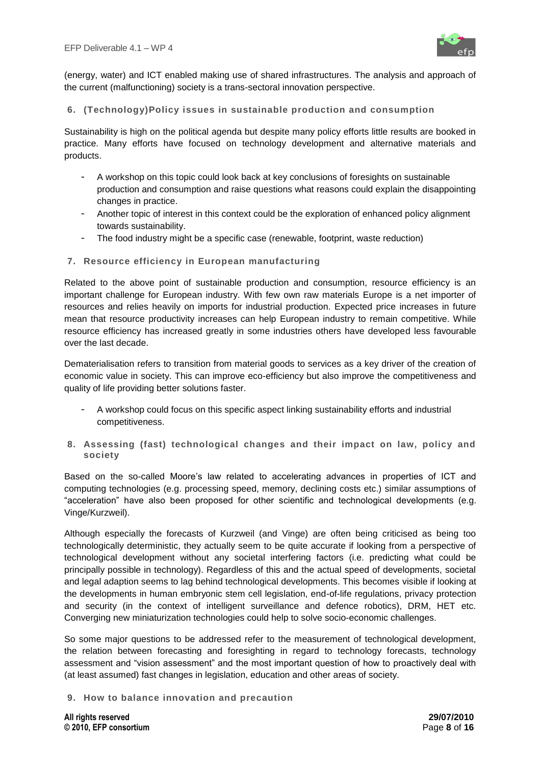(energy, water) and ICT enabled making use of shared infrastructures. The analysis and approach of the current (malfunctioning) society is a trans-sectoral innovation perspective.

### 6. (Technology)Policy issues in sustainable production and consumption

Sustainability is high on the political agenda but despite many policy efforts little results are booked in practice. Many efforts have focused on technology development and alternative materials and products.

- A workshop on this topic could look back at key conclusions of foresights on sustainable production and consumption and raise questions what reasons could explain the disappointing changes in practice.
- Another topic of interest in this context could be the exploration of enhanced policy alignment towards sustainability.
- The food industry might be a specific case (renewable, footprint, waste reduction)

### 7. Resource efficiency in European manufacturing

Related to the above point of sustainable production and consumption, resource efficiency is an important challenge for European industry. With few own raw materials Europe is a net importer of resources and relies heavily on imports for industrial production. Expected price increases in future mean that resource productivity increases can help European industry to remain competitive. While resource efficiency has increased greatly in some industries others have developed less favourable over the last decade.

Dematerialisation refers to transition from material goods to services as a key driver of the creation of economic value in society. This can improve eco-efficiency but also improve the competitiveness and quality of life providing better solutions faster.

- A workshop could focus on this specific aspect linking sustainability efforts and industrial competitiveness.

### 8. Assessing (fast) technological changes and their impact on law, policy and society

Based on the so-called Moore's law related to accelerating advances in properties of ICT and computing technologies (e.g. processing speed, memory, declining costs etc.) similar assumptions of "acceleration" have also been proposed for other scientific and technological developments (e.g. Vinge/Kurzweil).

Although especially the forecasts of Kurzweil (and Vinge) are often being criticised as being too technologically deterministic, they actually seem to be quite accurate if looking from a perspective of technological development without any societal interfering factors (i.e. predicting what could be principally possible in technology). Regardless of this and the actual speed of developments, societal and legal adaption seems to lag behind technological developments. This becomes visible if looking at the developments in human embryonic stem cell legislation, end-of-life regulations, privacy protection and security (in the context of intelligent surveillance and defence robotics), DRM, HET etc. Converging new miniaturization technologies could help to solve socio-economic challenges.

So some major questions to be addressed refer to the measurement of technological development, the relation between forecasting and foresighting in regard to technology forecasts, technology assessment and "vision assessment" and the most important question of how to proactively deal with (at least assumed) fast changes in legislation, education and other areas of society.

### 9. How to balance innovation and precaution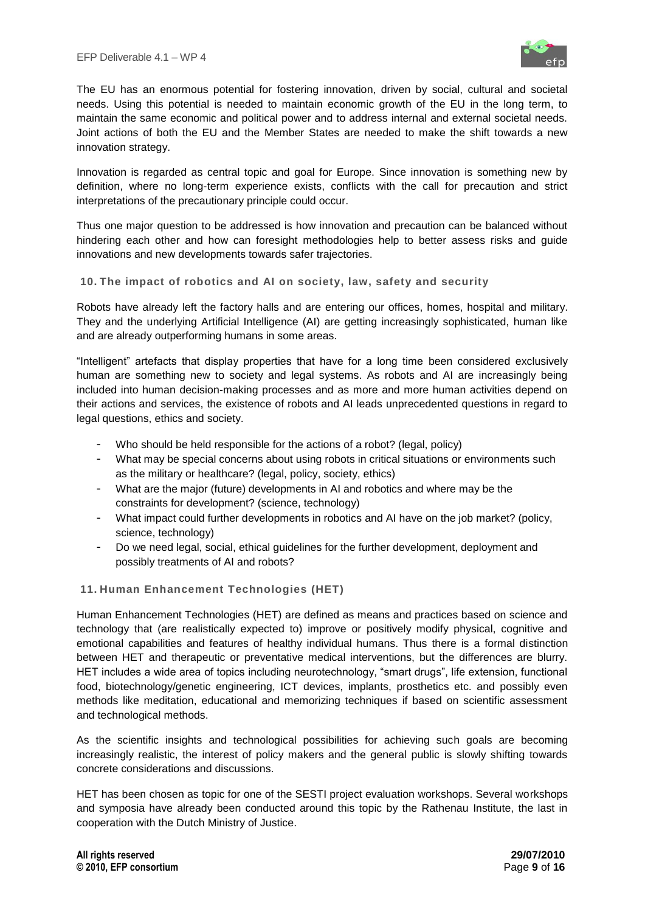The EU has an enormous potential for fostering innovation, driven by social, cultural and societal needs. Using this potential is needed to maintain economic growth of the EU in the long term, to maintain the same economic and political power and to address internal and external societal needs. Joint actions of both the EU and the Member States are needed to make the shift towards a new innovation strategy.

Innovation is regarded as central topic and goal for Europe. Since innovation is something new by definition, where no long-term experience exists, conflicts with the call for precaution and strict interpretations of the precautionary principle could occur.

Thus one major question to be addressed is how innovation and precaution can be balanced without hindering each other and how can foresight methodologies help to better assess risks and guide innovations and new developments towards safer trajectories.

## 10. The impact of robotics and AI on society, law, safety and security

Robots have already left the factory halls and are entering our offices, homes, hospital and military. They and the underlying Artificial Intelligence (AI) are getting increasingly sophisticated, human like and are already outperforming humans in some areas.

"Intelligent" artefacts that display properties that have for a long time been considered exclusively human are something new to society and legal systems. As robots and AI are increasingly being included into human decision-making processes and as more and more human activities depend on their actions and services, the existence of robots and AI leads unprecedented questions in regard to legal questions, ethics and society.

- Who should be held responsible for the actions of a robot? (legal, policy)
- What may be special concerns about using robots in critical situations or environments such as the military or healthcare? (legal, policy, society, ethics)
- What are the major (future) developments in AI and robotics and where may be the constraints for development? (science, technology)
- What impact could further developments in robotics and AI have on the job market? (policy, science, technology)
- Do we need legal, social, ethical guidelines for the further development, deployment and possibly treatments of AI and robots?

## 11. Human Enhancement Technologies (HET)

Human Enhancement Technologies (HET) are defined as means and practices based on science and technology that (are realistically expected to) improve or positively modify physical, cognitive and emotional capabilities and features of healthy individual humans. Thus there is a formal distinction between HET and therapeutic or preventative medical interventions, but the differences are blurry. HET includes a wide area of topics including neurotechnology, "smart drugs", life extension, functional food, biotechnology/genetic engineering, ICT devices, implants, prosthetics etc. and possibly even methods like meditation, educational and memorizing techniques if based on scientific assessment and technological methods.

As the scientific insights and technological possibilities for achieving such goals are becoming increasingly realistic, the interest of policy makers and the general public is slowly shifting towards concrete considerations and discussions.

HET has been chosen as topic for one of the SESTI project evaluation workshops. Several workshops and symposia have already been conducted around this topic by the Rathenau Institute, the last in cooperation with the Dutch Ministry of Justice.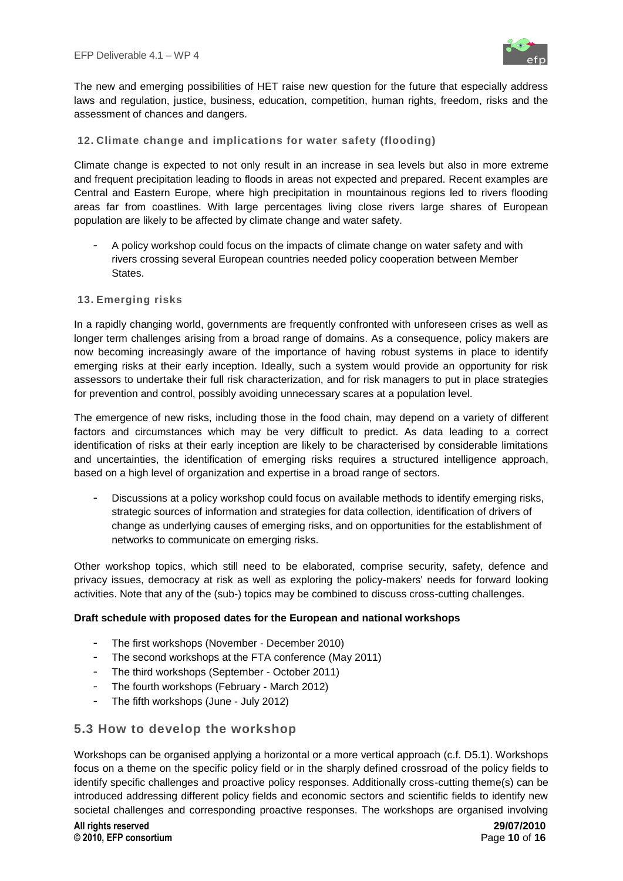The new and emerging possibilities of HET raise new question for the future that especially address laws and regulation, justice, business, education, competition, human rights, freedom, risks and the assessment of chances and dangers.

### 12. Climate change and implications for water safety (flooding)

Climate change is expected to not only result in an increase in sea levels but also in more extreme and frequent precipitation leading to floods in areas not expected and prepared. Recent examples are Central and Eastern Europe, where high precipitation in mountainous regions led to rivers flooding areas far from coastlines. With large percentages living close rivers large shares of European population are likely to be affected by climate change and water safety.

- A policy workshop could focus on the impacts of climate change on water safety and with rivers crossing several European countries needed policy cooperation between Member States.

### 13. Emerging risks

In a rapidly changing world, governments are frequently confronted with unforeseen crises as well as longer term challenges arising from a broad range of domains. As a consequence, policy makers are now becoming increasingly aware of the importance of having robust systems in place to identify emerging risks at their early inception. Ideally, such a system would provide an opportunity for risk assessors to undertake their full risk characterization, and for risk managers to put in place strategies for prevention and control, possibly avoiding unnecessary scares at a population level.

The emergence of new risks, including those in the food chain, may depend on a variety of different factors and circumstances which may be very difficult to predict. As data leading to a correct identification of risks at their early inception are likely to be characterised by considerable limitations and uncertainties, the identification of emerging risks requires a structured intelligence approach, based on a high level of organization and expertise in a broad range of sectors.

- Discussions at a policy workshop could focus on available methods to identify emerging risks, strategic sources of information and strategies for data collection, identification of drivers of change as underlying causes of emerging risks, and on opportunities for the establishment of networks to communicate on emerging risks.

Other workshop topics, which still need to be elaborated, comprise security, safety, defence and privacy issues, democracy at risk as well as exploring the policy-makers' needs for forward looking activities. Note that any of the (sub-) topics may be combined to discuss cross-cutting challenges.

**Draft schedule with proposed dates for the European and national workshops**

- The first workshops (November - December 2010)
- The second workshops at the FTA conference (May 2011)
- The third workshops (September - October 2011)
- The fourth workshops (February - March 2012)
- The fifth workshops (June - July 2012)

## 5.3 How to develop the workshop

Workshops can be organised applying a horizontal or a more vertical approach (c.f. D5.1). Workshops focus on a theme on the specific policy field or in the sharply defined crossroad of the policy fields to identify specific challenges and proactive policy responses. Additionally cross-cutting theme(s) can be introduced addressing different policy fields and economic sectors and scientific fields to identify new societal challenges and corresponding proactive responses. The workshops are organised involving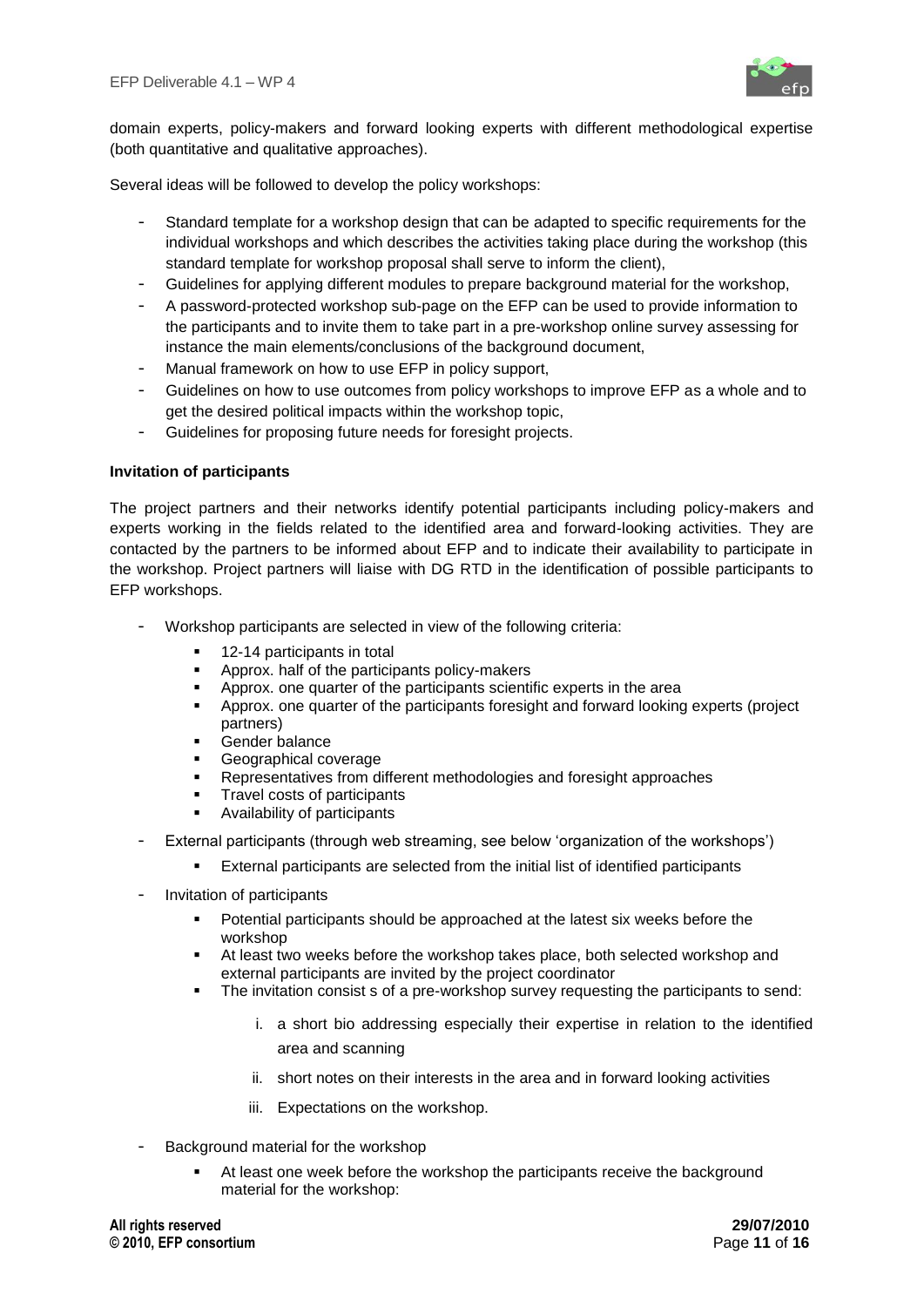domain experts, policy-makers and forward looking experts with different methodological expertise (both quantitative and qualitative approaches).

Several ideas will be followed to develop the policy workshops:

- Standard template for a workshop design that can be adapted to specific requirements for the individual workshops and which describes the activities taking place during the workshop (this standard template for workshop proposal shall serve to inform the client),
- Guidelines for applying different modules to prepare background material for the workshop,
- A password-protected workshop sub-page on the EFP can be used to provide information to the participants and to invite them to take part in a pre-workshop online survey assessing for instance the main elements/conclusions of the background document,
- Manual framework on how to use EFP in policy support,
- Guidelines on how to use outcomes from policy workshops to improve EFP as a whole and to get the desired political impacts within the workshop topic,
- Guidelines for proposing future needs for foresight projects.

**Invitation of participants**

The project partners and their networks identify potential participants including policy-makers and experts working in the fields related to the identified area and forward-looking activities. They are contacted by the partners to be informed about EFP and to indicate their availability to participate in the workshop. Project partners will liaise with DG RTD in the identification of possible participants to EFP workshops.

- Workshop participants are selected in view of the following criteria:
    - 12-14 participants in total
    - Approx. half of the participants policy-makers
    - Approx. one quarter of the participants scientific experts in the area
    - Approx. one quarter of the participants foresight and forward looking experts (project partners)
    - Gender balance
    - Geographical coverage
    - Representatives from different methodologies and foresight approaches
    - Travel costs of participants
    - Availability of participants
- External participants (through web streaming, see below 'organization of the workshops')
    - External participants are selected from the initial list of identified participants
- Invitation of participants
    - Potential participants should be approached at the latest six weeks before the workshop
    - At least two weeks before the workshop takes place, both selected workshop and external participants are invited by the project coordinator
    - The invitation consist s of a pre-workshop survey requesting the participants to send:
        i. a short bio addressing especially their expertise in relation to the identified area and scanning
        ii. short notes on their interests in the area and in forward looking activities
        iii. Expectations on the workshop.
- Background material for the workshop
    - At least one week before the workshop the participants receive the background material for the workshop: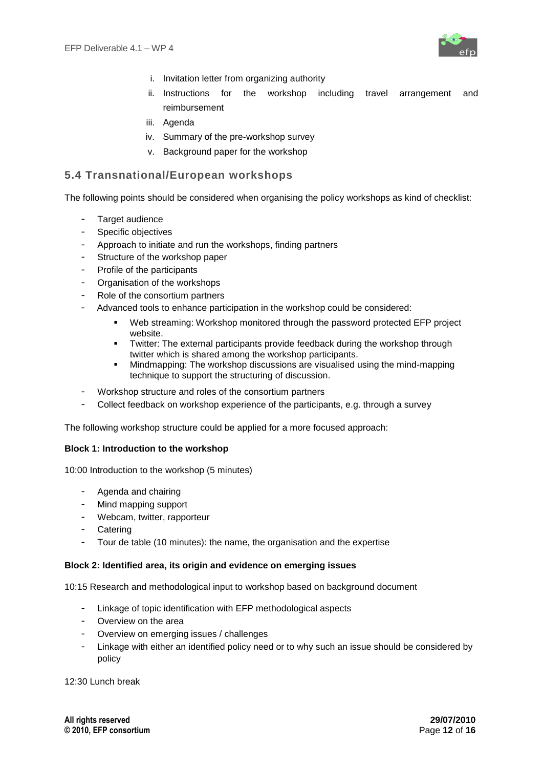i. Invitation letter from organizing authority
ii. Instructions for the workshop including travel arrangement and reimbursement
iii. Agenda
iv. Summary of the pre-workshop survey
v. Background paper for the workshop

## 5.4 Transnational/European workshops

The following points should be considered when organising the policy workshops as kind of checklist:

- Target audience
- Specific objectives
- Approach to initiate and run the workshops, finding partners
- Structure of the workshop paper
- Profile of the participants
- Organisation of the workshops
- Role of the consortium partners
- Advanced tools to enhance participation in the workshop could be considered:
  - Web streaming: Workshop monitored through the password protected EFP project website.
  - Twitter: The external participants provide feedback during the workshop through twitter which is shared among the workshop participants.
  - Mindmapping: The workshop discussions are visualised using the mind-mapping technique to support the structuring of discussion.
- Workshop structure and roles of the consortium partners
- Collect feedback on workshop experience of the participants, e.g. through a survey

The following workshop structure could be applied for a more focused approach:

**Block 1: Introduction to the workshop**

10:00 Introduction to the workshop (5 minutes)

- Agenda and chairing
- Mind mapping support
- Webcam, twitter, rapporteur
- Catering
- Tour de table (10 minutes): the name, the organisation and the expertise

**Block 2: Identified area, its origin and evidence on emerging issues**

10:15 Research and methodological input to workshop based on background document

- Linkage of topic identification with EFP methodological aspects
- Overview on the area
- Overview on emerging issues / challenges
- Linkage with either an identified policy need or to why such an issue should be considered by policy

12:30 Lunch break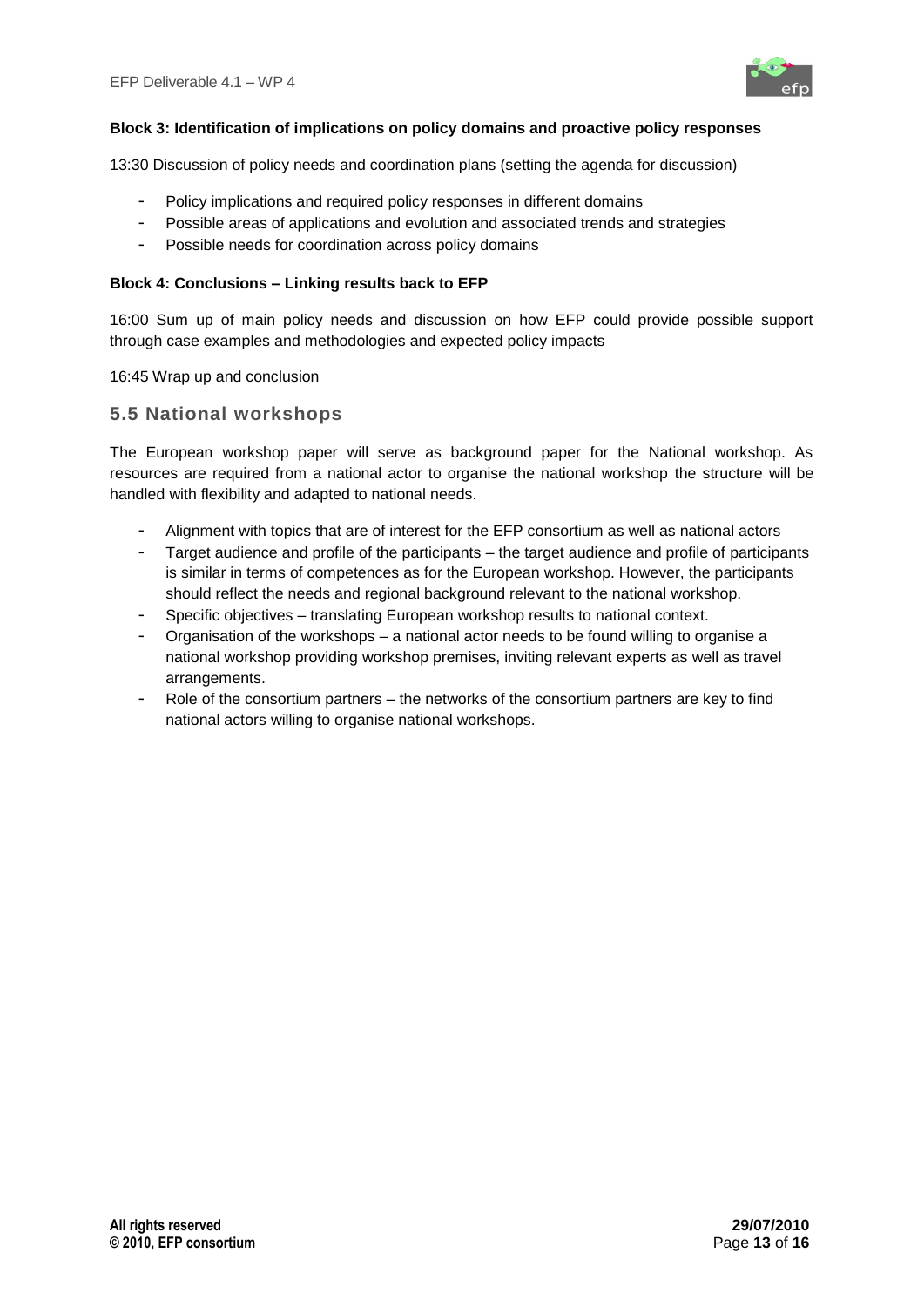**Block 3: Identification of implications on policy domains and proactive policy responses**

13:30 Discussion of policy needs and coordination plans (setting the agenda for discussion)

- Policy implications and required policy responses in different domains
- Possible areas of applications and evolution and associated trends and strategies
- Possible needs for coordination across policy domains

**Block 4: Conclusions – Linking results back to EFP**

16:00 Sum up of main policy needs and discussion on how EFP could provide possible support through case examples and methodologies and expected policy impacts

16:45 Wrap up and conclusion

## 5.5 National workshops

The European workshop paper will serve as background paper for the National workshop. As resources are required from a national actor to organise the national workshop the structure will be handled with flexibility and adapted to national needs.

- Alignment with topics that are of interest for the EFP consortium as well as national actors
- Target audience and profile of the participants – the target audience and profile of participants is similar in terms of competences as for the European workshop. However, the participants should reflect the needs and regional background relevant to the national workshop.
- Specific objectives – translating European workshop results to national context.
- Organisation of the workshops – a national actor needs to be found willing to organise a national workshop providing workshop premises, inviting relevant experts as well as travel arrangements.
- Role of the consortium partners – the networks of the consortium partners are key to find national actors willing to organise national workshops.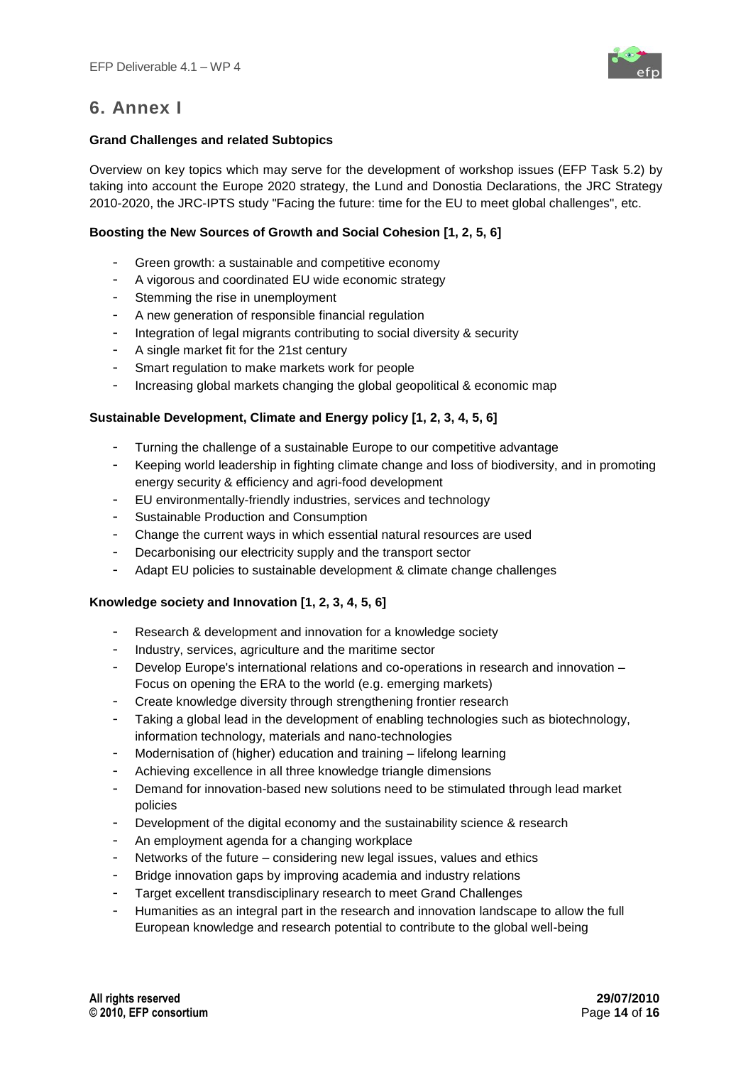# 6. Annex I

**Grand Challenges and related Subtopics**

Overview on key topics which may serve for the development of workshop issues (EFP Task 5.2) by taking into account the Europe 2020 strategy, the Lund and Donostia Declarations, the JRC Strategy 2010-2020, the JRC-IPTS study "Facing the future: time for the EU to meet global challenges", etc.

**Boosting the New Sources of Growth and Social Cohesion [1, 2, 5, 6]**

- Green growth: a sustainable and competitive economy
- A vigorous and coordinated EU wide economic strategy
- Stemming the rise in unemployment
- A new generation of responsible financial regulation
- Integration of legal migrants contributing to social diversity & security
- A single market fit for the 21st century
- Smart regulation to make markets work for people
- Increasing global markets changing the global geopolitical & economic map

**Sustainable Development, Climate and Energy policy [1, 2, 3, 4, 5, 6]**

- Turning the challenge of a sustainable Europe to our competitive advantage
- Keeping world leadership in fighting climate change and loss of biodiversity, and in promoting energy security & efficiency and agri-food development
- EU environmentally-friendly industries, services and technology
- Sustainable Production and Consumption
- Change the current ways in which essential natural resources are used
- Decarbonising our electricity supply and the transport sector
- Adapt EU policies to sustainable development & climate change challenges

**Knowledge society and Innovation [1, 2, 3, 4, 5, 6]**

- Research & development and innovation for a knowledge society
- Industry, services, agriculture and the maritime sector
- Develop Europe's international relations and co-operations in research and innovation – Focus on opening the ERA to the world (e.g. emerging markets)
- Create knowledge diversity through strengthening frontier research
- Taking a global lead in the development of enabling technologies such as biotechnology, information technology, materials and nano-technologies
- Modernisation of (higher) education and training – lifelong learning
- Achieving excellence in all three knowledge triangle dimensions
- Demand for innovation-based new solutions need to be stimulated through lead market policies
- Development of the digital economy and the sustainability science & research
- An employment agenda for a changing workplace
- Networks of the future – considering new legal issues, values and ethics
- Bridge innovation gaps by improving academia and industry relations
- Target excellent transdisciplinary research to meet Grand Challenges
- Humanities as an integral part in the research and innovation landscape to allow the full European knowledge and research potential to contribute to the global well-being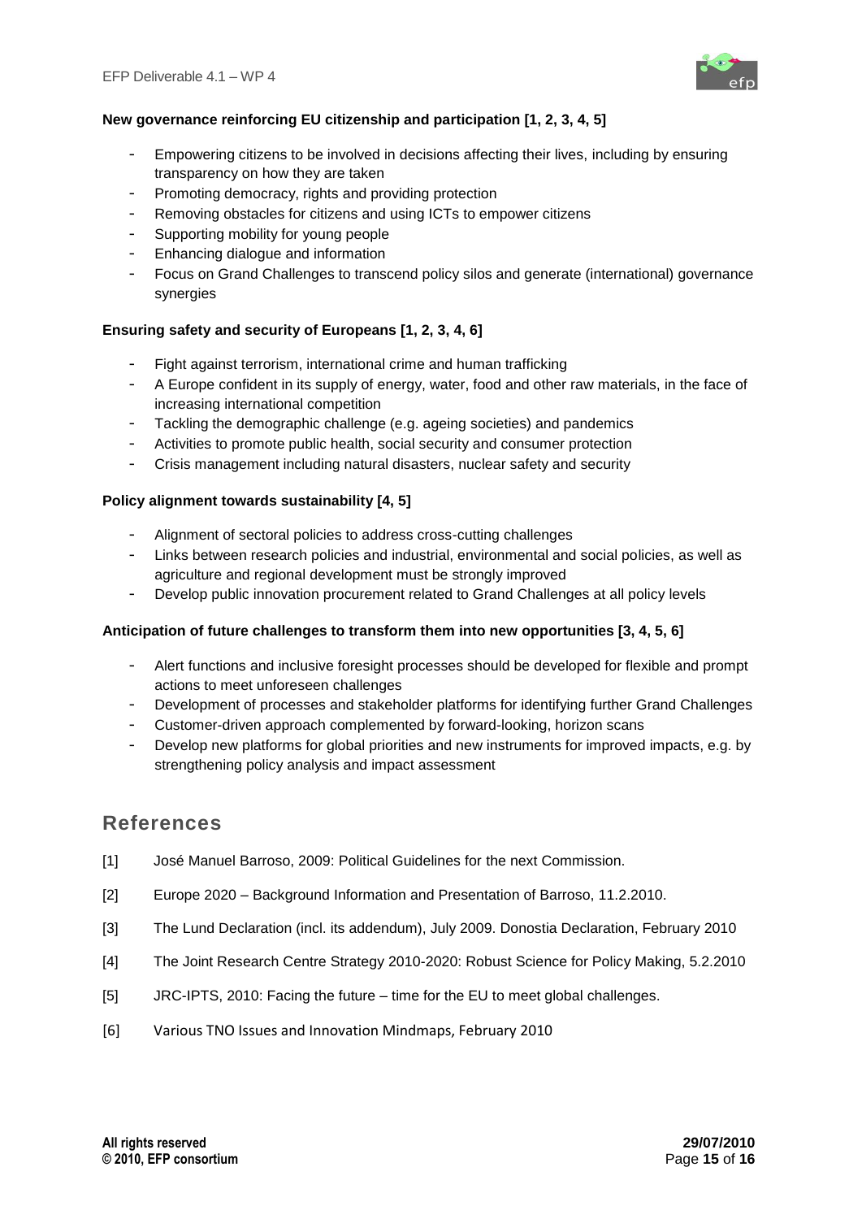**New governance reinforcing EU citizenship and participation [1, 2, 3, 4, 5]**

- Empowering citizens to be involved in decisions affecting their lives, including by ensuring transparency on how they are taken
- Promoting democracy, rights and providing protection
- Removing obstacles for citizens and using ICTs to empower citizens
- Supporting mobility for young people
- Enhancing dialogue and information
- Focus on Grand Challenges to transcend policy silos and generate (international) governance synergies

**Ensuring safety and security of Europeans [1, 2, 3, 4, 6]**

- Fight against terrorism, international crime and human trafficking
- A Europe confident in its supply of energy, water, food and other raw materials, in the face of increasing international competition
- Tackling the demographic challenge (e.g. ageing societies) and pandemics
- Activities to promote public health, social security and consumer protection
- Crisis management including natural disasters, nuclear safety and security

**Policy alignment towards sustainability [4, 5]**

- Alignment of sectoral policies to address cross-cutting challenges
- Links between research policies and industrial, environmental and social policies, as well as agriculture and regional development must be strongly improved
- Develop public innovation procurement related to Grand Challenges at all policy levels

**Anticipation of future challenges to transform them into new opportunities [3, 4, 5, 6]**

- Alert functions and inclusive foresight processes should be developed for flexible and prompt actions to meet unforeseen challenges
- Development of processes and stakeholder platforms for identifying further Grand Challenges
- Customer-driven approach complemented by forward-looking, horizon scans
- Develop new platforms for global priorities and new instruments for improved impacts, e.g. by strengthening policy analysis and impact assessment

## References

[1] José Manuel Barroso, 2009: Political Guidelines for the next Commission.

[2] Europe 2020 – Background Information and Presentation of Barroso, 11.2.2010.

[3] The Lund Declaration (incl. its addendum), July 2009. Donostia Declaration, February 2010

[4] The Joint Research Centre Strategy 2010-2020: Robust Science for Policy Making, 5.2.2010

[5] JRC-IPTS, 2010: Facing the future – time for the EU to meet global challenges.

[6] Various TNO Issues and Innovation Mindmaps, February 2010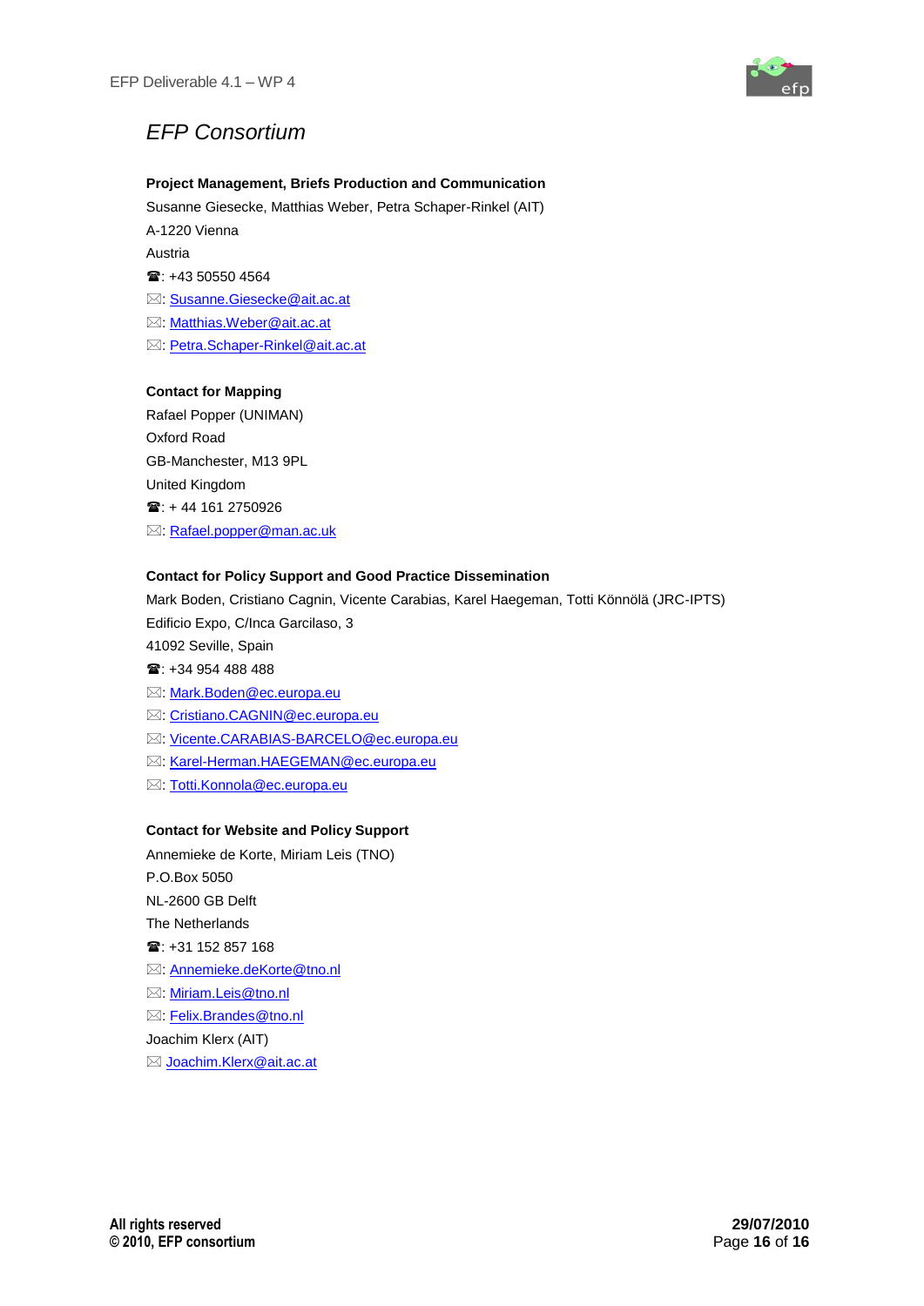*EFP Consortium*

**Project Management, Briefs Production and Communication**

Susanne Giesecke, Matthias Weber, Petra Schaper-Rinkel (AIT)
A-1220 Vienna
Austria
☎: +43 50550 4564
⌧: Susanne.Giesecke@ait.ac.at
⌧: Matthias.Weber@ait.ac.at
⌧: Petra.Schaper-Rinkel@ait.ac.at

**Contact for Mapping**

Rafael Popper (UNIMAN)
Oxford Road
GB-Manchester, M13 9PL
United Kingdom
☎: + 44 161 2750926
⌧: Rafael.popper@man.ac.uk

**Contact for Policy Support and Good Practice Dissemination**

Mark Boden, Cristiano Cagnin, Vicente Carabias, Karel Haegeman, Totti Könnölä (JRC-IPTS)
Edificio Expo, C/Inca Garcilaso, 3
41092 Seville, Spain
☎: +34 954 488 488
⌧: Mark.Boden@ec.europa.eu
⌧: Cristiano.CAGNIN@ec.europa.eu
⌧: Vicente.CARABIAS-BARCELO@ec.europa.eu
⌧: Karel-Herman.HAEGEMAN@ec.europa.eu
⌧: Totti.Konnola@ec.europa.eu

**Contact for Website and Policy Support**

Annemieke de Korte, Miriam Leis (TNO)
P.O.Box 5050
NL-2600 GB Delft
The Netherlands
☎: +31 152 857 168
⌧: Annemieke.deKorte@tno.nl
⌧: Miriam.Leis@tno.nl
⌧: Felix.Brandes@tno.nl
Joachim Klerx (AIT)
⌧ Joachim.Klerx@ait.ac.at